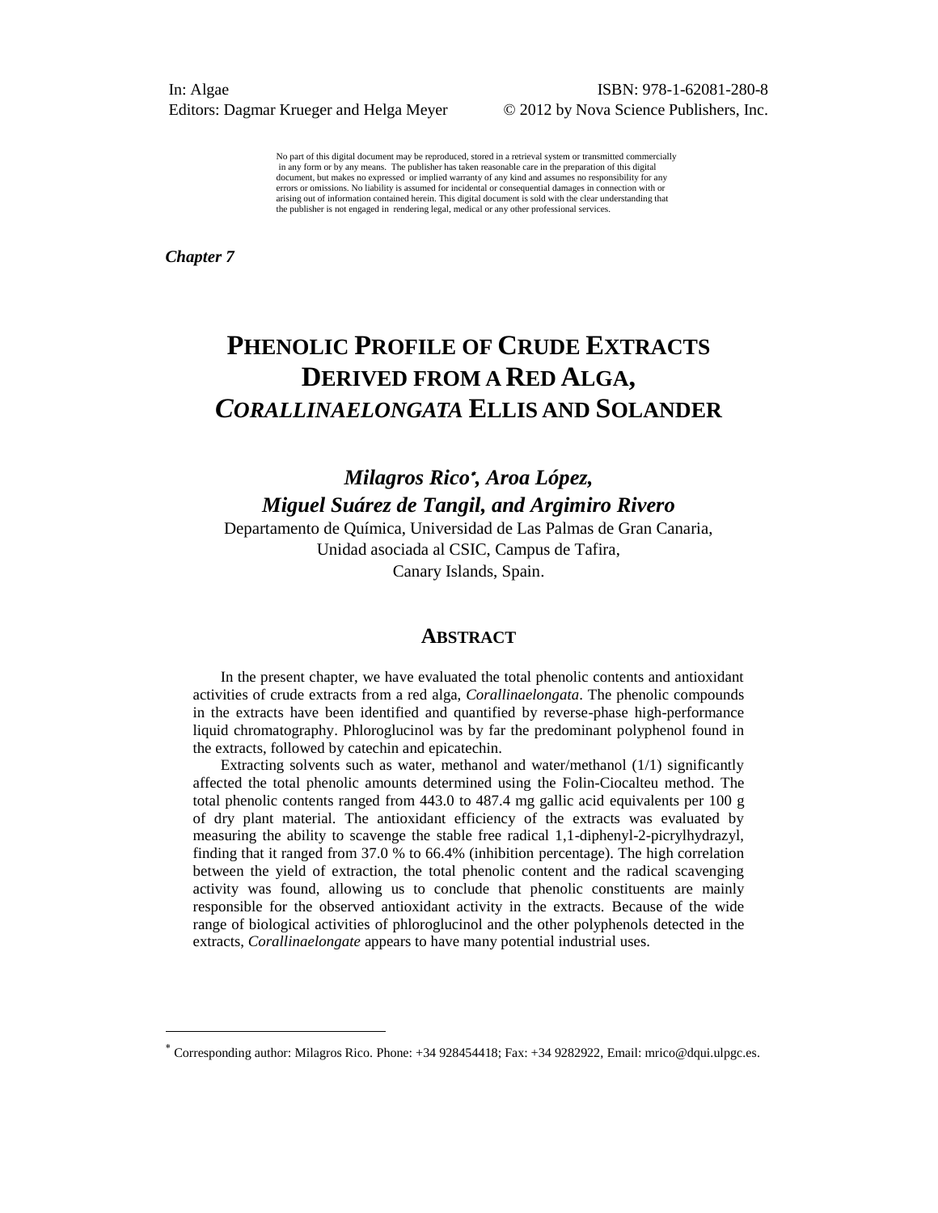In: Algae
Editors: Dagmar Krueger and Helga Meyer

ISBN: 978-1-62081-280-8
© 2012 by Nova Science Publishers, Inc.

No part of this digital document may be reproduced, stored in a retrieval system or transmitted commercially in any form or by any means. The publisher has taken reasonable care in the preparation of this digital document, but makes no expressed or implied warranty of any kind and assumes no responsibility for any errors or omissions. No liability is assumed for incidental or consequential damages in connection with or arising out of information contained herein. This digital document is sold with the clear understanding that the publisher is not engaged in rendering legal, medical or any other professional services.

***Chapter 7***

# PHENOLIC PROFILE OF CRUDE EXTRACTS DERIVED FROM A RED ALGA, *CORALLINAELONGATA* ELLIS AND SOLANDER

***Milagros Rico*[\*], *Aroa López, Miguel Suárez de Tangil, and Argimiro Rivero***

Departamento de Química, Universidad de Las Palmas de Gran Canaria, Unidad asociada al CSIC, Campus de Tafira, Canary Islands, Spain.

## ABSTRACT

In the present chapter, we have evaluated the total phenolic contents and antioxidant activities of crude extracts from a red alga, *Corallinaelongata*. The phenolic compounds in the extracts have been identified and quantified by reverse-phase high-performance liquid chromatography. Phloroglucinol was by far the predominant polyphenol found in the extracts, followed by catechin and epicatechin.

Extracting solvents such as water, methanol and water/methanol (1/1) significantly affected the total phenolic amounts determined using the Folin-Ciocalteu method. The total phenolic contents ranged from 443.0 to 487.4 mg gallic acid equivalents per 100 g of dry plant material. The antioxidant efficiency of the extracts was evaluated by measuring the ability to scavenge the stable free radical 1,1-diphenyl-2-picrylhydrazyl, finding that it ranged from 37.0 % to 66.4% (inhibition percentage). The high correlation between the yield of extraction, the total phenolic content and the radical scavenging activity was found, allowing us to conclude that phenolic constituents are mainly responsible for the observed antioxidant activity in the extracts. Because of the wide range of biological activities of phloroglucinol and the other polyphenols detected in the extracts, *Corallinaelongate* appears to have many potential industrial uses.

[\*] Corresponding author: Milagros Rico. Phone: +34 928454418; Fax: +34 9282922, Email: mrico@dqui.ulpgc.es.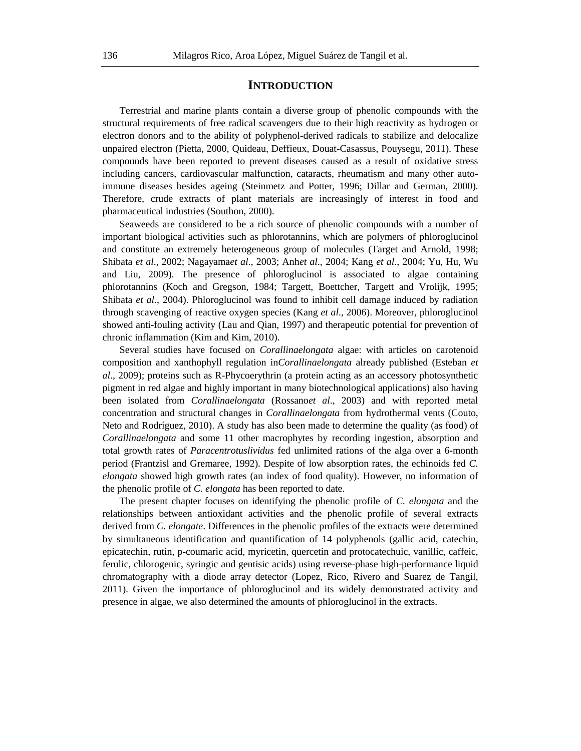## INTRODUCTION

Terrestrial and marine plants contain a diverse group of phenolic compounds with the structural requirements of free radical scavengers due to their high reactivity as hydrogen or electron donors and to the ability of polyphenol-derived radicals to stabilize and delocalize unpaired electron (Pietta, 2000, Quideau, Deffieux, Douat-Casassus, Pouysegu, 2011). These compounds have been reported to prevent diseases caused as a result of oxidative stress including cancers, cardiovascular malfunction, cataracts, rheumatism and many other auto-immune diseases besides ageing (Steinmetz and Potter, 1996; Dillar and German, 2000). Therefore, crude extracts of plant materials are increasingly of interest in food and pharmaceutical industries (Southon, 2000).

Seaweeds are considered to be a rich source of phenolic compounds with a number of important biological activities such as phlorotannins, which are polymers of phloroglucinol and constitute an extremely heterogeneous group of molecules (Target and Arnold, 1998; Shibata *et al*., 2002; Nagayama*et al*., 2003; Anh*et al*., 2004; Kang *et al*., 2004; Yu, Hu, Wu and Liu, 2009). The presence of phloroglucinol is associated to algae containing phlorotannins (Koch and Gregson, 1984; Targett, Boettcher, Targett and Vrolijk, 1995; Shibata *et al*., 2004). Phloroglucinol was found to inhibit cell damage induced by radiation through scavenging of reactive oxygen species (Kang *et al*., 2006). Moreover, phloroglucinol showed anti-fouling activity (Lau and Qian, 1997) and therapeutic potential for prevention of chronic inflammation (Kim and Kim, 2010).

Several studies have focused on *Corallinaelongata* algae: with articles on carotenoid composition and xanthophyll regulation in*Corallinaelongata* already published (Esteban *et al*., 2009); proteins such as R-Phycoerythrin (a protein acting as an accessory photosynthetic pigment in red algae and highly important in many biotechnological applications) also having been isolated from *Corallinaelongata* (Rossano*et al*., 2003) and with reported metal concentration and structural changes in *Corallinaelongata* from hydrothermal vents (Couto, Neto and Rodríguez, 2010). A study has also been made to determine the quality (as food) of *Corallinaelongata* and some 11 other macrophytes by recording ingestion, absorption and total growth rates of *Paracentrotuslividus* fed unlimited rations of the alga over a 6-month period (Frantzisl and Gremaree, 1992). Despite of low absorption rates, the echinoids fed *C. elongata* showed high growth rates (an index of food quality). However, no information of the phenolic profile of *C. elongata* has been reported to date.

The present chapter focuses on identifying the phenolic profile of *C. elongata* and the relationships between antioxidant activities and the phenolic profile of several extracts derived from *C. elongate*. Differences in the phenolic profiles of the extracts were determined by simultaneous identification and quantification of 14 polyphenols (gallic acid, catechin, epicatechin, rutin, p-coumaric acid, myricetin, quercetin and protocatechuic, vanillic, caffeic, ferulic, chlorogenic, syringic and gentisic acids) using reverse-phase high-performance liquid chromatography with a diode array detector (Lopez, Rico, Rivero and Suarez de Tangil, 2011). Given the importance of phloroglucinol and its widely demonstrated activity and presence in algae, we also determined the amounts of phloroglucinol in the extracts.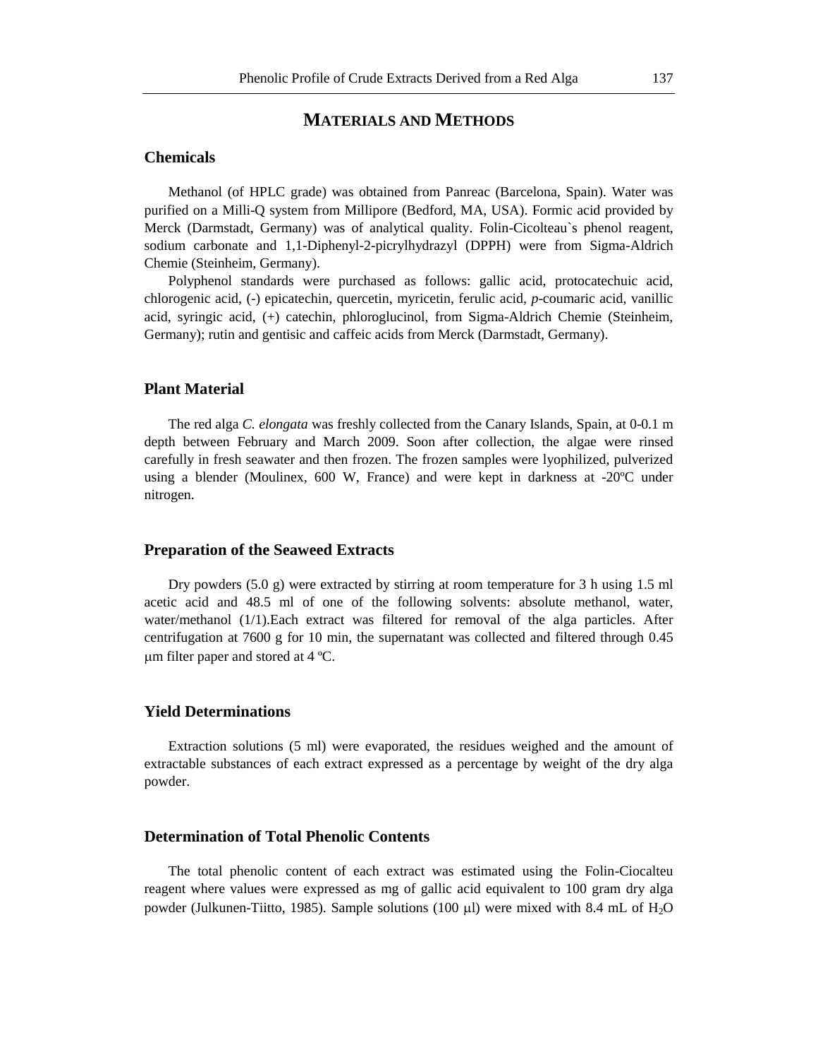# MATERIALS AND METHODS

## Chemicals

Methanol (of HPLC grade) was obtained from Panreac (Barcelona, Spain). Water was purified on a Milli-Q system from Millipore (Bedford, MA, USA). Formic acid provided by Merck (Darmstadt, Germany) was of analytical quality. Folin-Cicolteau`s phenol reagent, sodium carbonate and 1,1-Diphenyl-2-picrylhydrazyl (DPPH) were from Sigma-Aldrich Chemie (Steinheim, Germany).

Polyphenol standards were purchased as follows: gallic acid, protocatechuic acid, chlorogenic acid, (-) epicatechin, quercetin, myricetin, ferulic acid, *p*-coumaric acid, vanillic acid, syringic acid, (+) catechin, phloroglucinol, from Sigma-Aldrich Chemie (Steinheim, Germany); rutin and gentisic and caffeic acids from Merck (Darmstadt, Germany).

## Plant Material

The red alga *C. elongata* was freshly collected from the Canary Islands, Spain, at 0-0.1 m depth between February and March 2009. Soon after collection, the algae were rinsed carefully in fresh seawater and then frozen. The frozen samples were lyophilized, pulverized using a blender (Moulinex, 600 W, France) and were kept in darkness at -20ºC under nitrogen.

## Preparation of the Seaweed Extracts

Dry powders (5.0 g) were extracted by stirring at room temperature for 3 h using 1.5 ml acetic acid and 48.5 ml of one of the following solvents: absolute methanol, water, water/methanol (1/1).Each extract was filtered for removal of the alga particles. After centrifugation at 7600 g for 10 min, the supernatant was collected and filtered through 0.45 μm filter paper and stored at 4 ºC.

## Yield Determinations

Extraction solutions (5 ml) were evaporated, the residues weighed and the amount of extractable substances of each extract expressed as a percentage by weight of the dry alga powder.

## Determination of Total Phenolic Contents

The total phenolic content of each extract was estimated using the Folin-Ciocalteu reagent where values were expressed as mg of gallic acid equivalent to 100 gram dry alga powder (Julkunen-Tiitto, 1985). Sample solutions (100 μl) were mixed with 8.4 mL of $H_2O$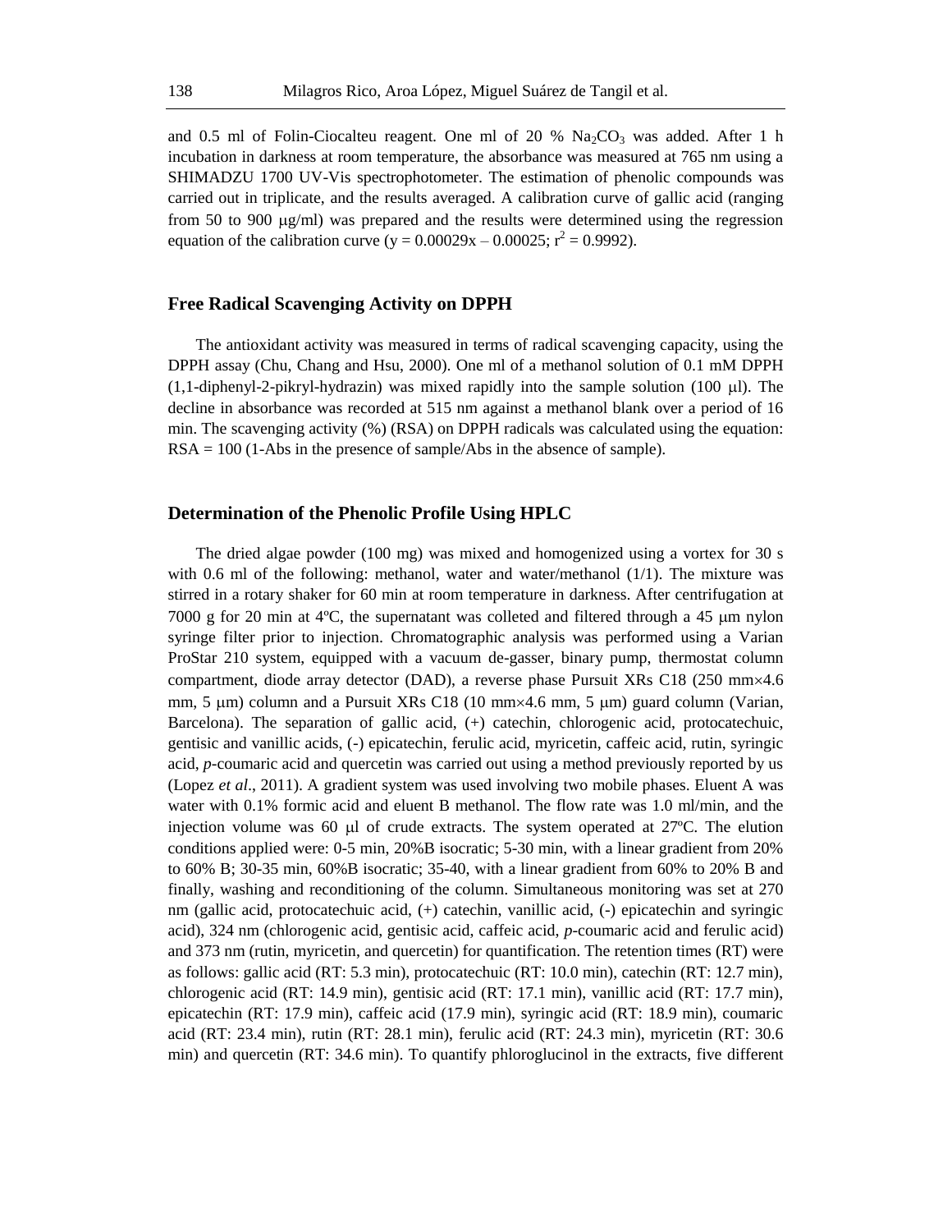and 0.5 ml of Folin-Ciocalteu reagent. One ml of 20 % $Na_2CO_3$ was added. After 1 h incubation in darkness at room temperature, the absorbance was measured at 765 nm using a SHIMADZU 1700 UV-Vis spectrophotometer. The estimation of phenolic compounds was carried out in triplicate, and the results averaged. A calibration curve of gallic acid (ranging from 50 to 900 μg/ml) was prepared and the results were determined using the regression equation of the calibration curve ($y = 0.00029x – 0.00025$; $r^2 = 0.9992$).

## Free Radical Scavenging Activity on DPPH

The antioxidant activity was measured in terms of radical scavenging capacity, using the DPPH assay (Chu, Chang and Hsu, 2000). One ml of a methanol solution of 0.1 mM DPPH (1,1-diphenyl-2-pikryl-hydrazin) was mixed rapidly into the sample solution (100 μl). The decline in absorbance was recorded at 515 nm against a methanol blank over a period of 16 min. The scavenging activity (%) (RSA) on DPPH radicals was calculated using the equation: RSA = 100 (1-Abs in the presence of sample/Abs in the absence of sample).

## Determination of the Phenolic Profile Using HPLC

The dried algae powder (100 mg) was mixed and homogenized using a vortex for 30 s with 0.6 ml of the following: methanol, water and water/methanol (1/1). The mixture was stirred in a rotary shaker for 60 min at room temperature in darkness. After centrifugation at 7000 g for 20 min at 4ºC, the supernatant was colleted and filtered through a 45 μm nylon syringe filter prior to injection. Chromatographic analysis was performed using a Varian ProStar 210 system, equipped with a vacuum de-gasser, binary pump, thermostat column compartment, diode array detector (DAD), a reverse phase Pursuit XRs C18 (250 mm×4.6 mm, 5 μm) column and a Pursuit XRs C18 (10 mm×4.6 mm, 5 μm) guard column (Varian, Barcelona). The separation of gallic acid, (+) catechin, chlorogenic acid, protocatechuic, gentisic and vanillic acids, (-) epicatechin, ferulic acid, myricetin, caffeic acid, rutin, syringic acid, *p*-coumaric acid and quercetin was carried out using a method previously reported by us (Lopez *et al*., 2011). A gradient system was used involving two mobile phases. Eluent A was water with 0.1% formic acid and eluent B methanol. The flow rate was 1.0 ml/min, and the injection volume was 60 μl of crude extracts. The system operated at 27ºC. The elution conditions applied were: 0-5 min, 20%B isocratic; 5-30 min, with a linear gradient from 20% to 60% B; 30-35 min, 60%B isocratic; 35-40, with a linear gradient from 60% to 20% B and finally, washing and reconditioning of the column. Simultaneous monitoring was set at 270 nm (gallic acid, protocatechuic acid, (+) catechin, vanillic acid, (-) epicatechin and syringic acid), 324 nm (chlorogenic acid, gentisic acid, caffeic acid, *p*-coumaric acid and ferulic acid) and 373 nm (rutin, myricetin, and quercetin) for quantification. The retention times (RT) were as follows: gallic acid (RT: 5.3 min), protocatechuic (RT: 10.0 min), catechin (RT: 12.7 min), chlorogenic acid (RT: 14.9 min), gentisic acid (RT: 17.1 min), vanillic acid (RT: 17.7 min), epicatechin (RT: 17.9 min), caffeic acid (17.9 min), syringic acid (RT: 18.9 min), coumaric acid (RT: 23.4 min), rutin (RT: 28.1 min), ferulic acid (RT: 24.3 min), myricetin (RT: 30.6 min) and quercetin (RT: 34.6 min). To quantify phloroglucinol in the extracts, five different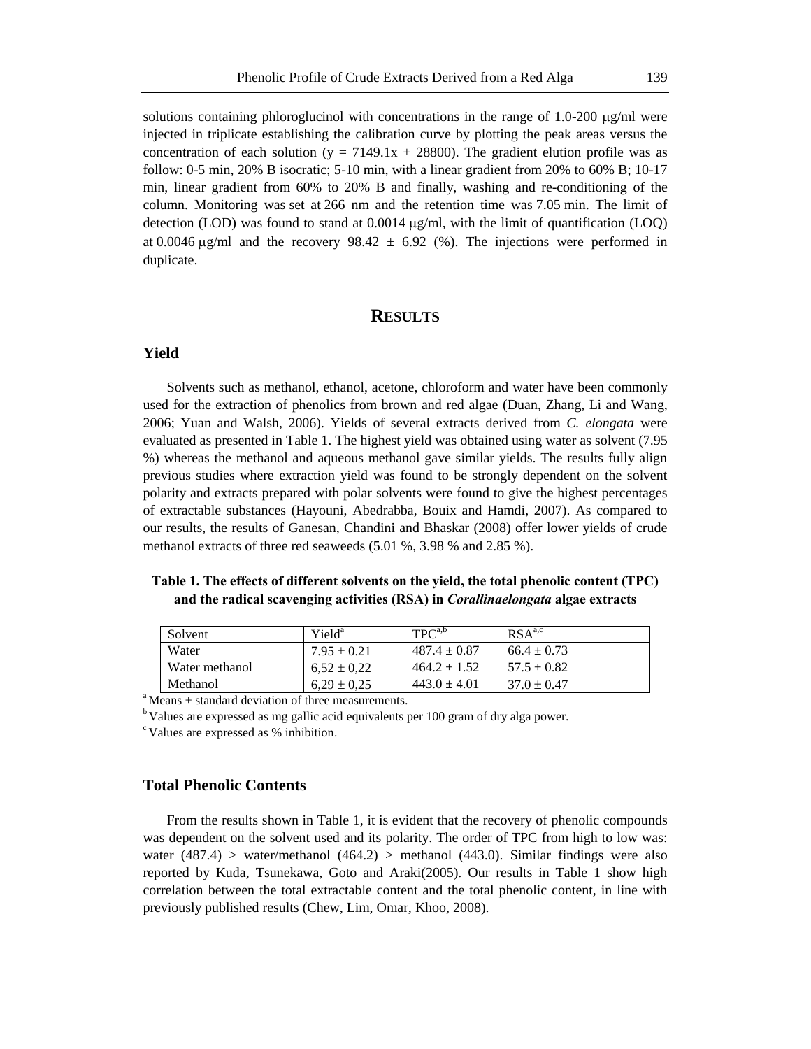solutions containing phloroglucinol with concentrations in the range of 1.0-200 μg/ml were injected in triplicate establishing the calibration curve by plotting the peak areas versus the concentration of each solution ($y = 7149.1x + 28800$). The gradient elution profile was as follow: 0-5 min, 20% B isocratic; 5-10 min, with a linear gradient from 20% to 60% B; 10-17 min, linear gradient from 60% to 20% B and finally, washing and re-conditioning of the column. Monitoring was set at 266 nm and the retention time was 7.05 min. The limit of detection (LOD) was found to stand at 0.0014 μg/ml, with the limit of quantification (LOQ) at 0.0046 μg/ml and the recovery 98.42 ± 6.92 (%). The injections were performed in duplicate.

## RESULTS

### Yield

Solvents such as methanol, ethanol, acetone, chloroform and water have been commonly used for the extraction of phenolics from brown and red algae (Duan, Zhang, Li and Wang, 2006; Yuan and Walsh, 2006). Yields of several extracts derived from *C. elongata* were evaluated as presented in Table 1. The highest yield was obtained using water as solvent (7.95 %) whereas the methanol and aqueous methanol gave similar yields. The results fully align previous studies where extraction yield was found to be strongly dependent on the solvent polarity and extracts prepared with polar solvents were found to give the highest percentages of extractable substances (Hayouni, Abedrabba, Bouix and Hamdi, 2007). As compared to our results, the results of Ganesan, Chandini and Bhaskar (2008) offer lower yields of crude methanol extracts of three red seaweeds (5.01 %, 3.98 % and 2.85 %).

**Table 1. The effects of different solvents on the yield, the total phenolic content (TPC) and the radical scavenging activities (RSA) in *Corallinaelongata* algae extracts**

| Solvent | Yield[a] | TPC[a,b] | RSA[a,c] |
|---|---|---|---|
| Water | 7.95 ± 0.21 | 487.4 ± 0.87 | 66.4 ± 0.73 |
| Water methanol | 6,52 ± 0,22 | 464.2 ± 1.52 | 57.5 ± 0.82 |
| Methanol | 6,29 ± 0,25 | 443.0 ± 4.01 | 37.0 ± 0.47 |

[a] Means ± standard deviation of three measurements.

[b] Values are expressed as mg gallic acid equivalents per 100 gram of dry alga power.

[c] Values are expressed as % inhibition.

### Total Phenolic Contents

From the results shown in Table 1, it is evident that the recovery of phenolic compounds was dependent on the solvent used and its polarity. The order of TPC from high to low was: water (487.4) > water/methanol (464.2) > methanol (443.0). Similar findings were also reported by Kuda, Tsunekawa, Goto and Araki(2005). Our results in Table 1 show high correlation between the total extractable content and the total phenolic content, in line with previously published results (Chew, Lim, Omar, Khoo, 2008).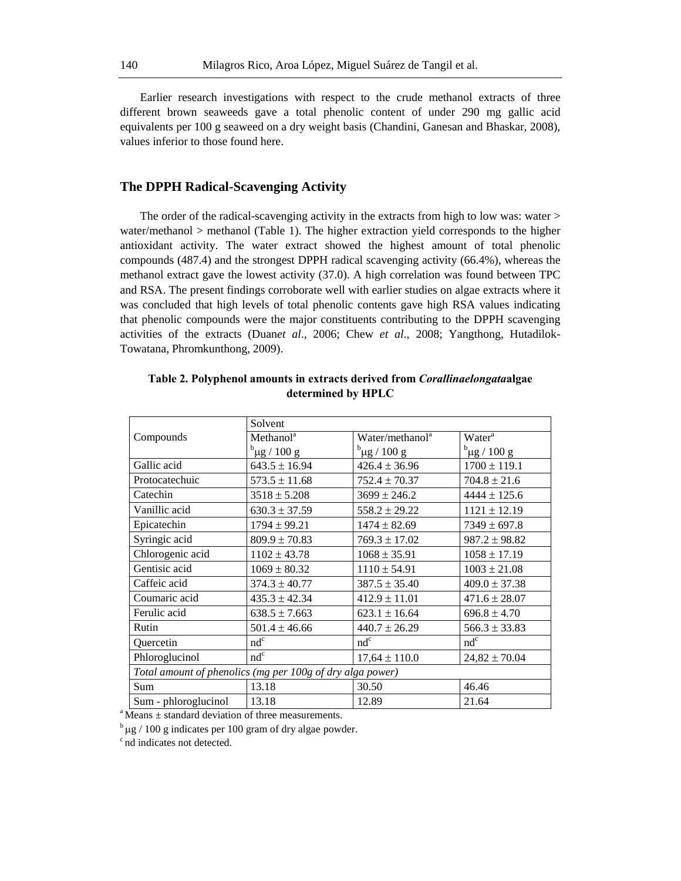Earlier research investigations with respect to the crude methanol extracts of three different brown seaweeds gave a total phenolic content of under 290 mg gallic acid equivalents per 100 g seaweed on a dry weight basis (Chandini, Ganesan and Bhaskar, 2008), values inferior to those found here.

## The DPPH Radical-Scavenging Activity

The order of the radical-scavenging activity in the extracts from high to low was: water > water/methanol > methanol (Table 1). The higher extraction yield corresponds to the higher antioxidant activity. The water extract showed the highest amount of total phenolic compounds (487.4) and the strongest DPPH radical scavenging activity (66.4%), whereas the methanol extract gave the lowest activity (37.0). A high correlation was found between TPC and RSA. The present findings corroborate well with earlier studies on algae extracts where it was concluded that high levels of total phenolic contents gave high RSA values indicating that phenolic compounds were the major constituents contributing to the DPPH scavenging activities of the extracts (Duan*et al*., 2006; Chew *et al*., 2008; Yangthong, Hutadilok-Towatana, Phromkunthong, 2009).

**Table 2. Polyphenol amounts in extracts derived from *Corallinaelongata*algae determined by HPLC**

| Compounds | Solvent | | |
|---|---|---|---|
| | Methanol[a] | Water/methanol[a] | Water[a] |
| | [b]μg / 100 g | [b]μg / 100 g | [b]μg / 100 g |
| Gallic acid | 643.5 ± 16.94 | 426.4 ± 36.96 | 1700 ± 119.1 |
| Protocatechuic | 573.5 ± 11.68 | 752.4 ± 70.37 | 704.8 ± 21.6 |
| Catechin | 3518 ± 5.208 | 3699 ± 246.2 | 4444 ± 125.6 |
| Vanillic acid | 630.3 ± 37.59 | 558.2 ± 29.22 | 1121 ± 12.19 |
| Epicatechin | 1794 ± 99.21 | 1474 ± 82.69 | 7349 ± 697.8 |
| Syringic acid | 809.9 ± 70.83 | 769.3 ± 17.02 | 987.2 ± 98.82 |
| Chlorogenic acid | 1102 ± 43.78 | 1068 ± 35.91 | 1058 ± 17.19 |
| Gentisic acid | 1069 ± 80.32 | 1110 ± 54.91 | 1003 ± 21.08 |
| Caffeic acid | 374.3 ± 40.77 | 387.5 ± 35.40 | 409.0 ± 37.38 |
| Coumaric acid | 435.3 ± 42.34 | 412.9 ± 11.01 | 471.6 ± 28.07 |
| Ferulic acid | 638.5 ± 7.663 | 623.1 ± 16.64 | 696.8 ± 4.70 |
| Rutin | 501.4 ± 46.66 | 440.7 ± 26.29 | 566.3 ± 33.83 |
| Quercetin | nd[c] | nd[c] | nd[c] |
| Phloroglucinol | nd[c] | 17,64 ± 110.0 | 24,82 ± 70.04 |
| *Total amount of phenolics (mg per 100g of dry alga power)* | | | |
| Sum | 13.18 | 30.50 | 46.46 |
| Sum - phloroglucinol | 13.18 | 12.89 | 21.64 |

[a] Means ± standard deviation of three measurements.

[b] μg / 100 g indicates per 100 gram of dry algae powder.

[c] nd indicates not detected.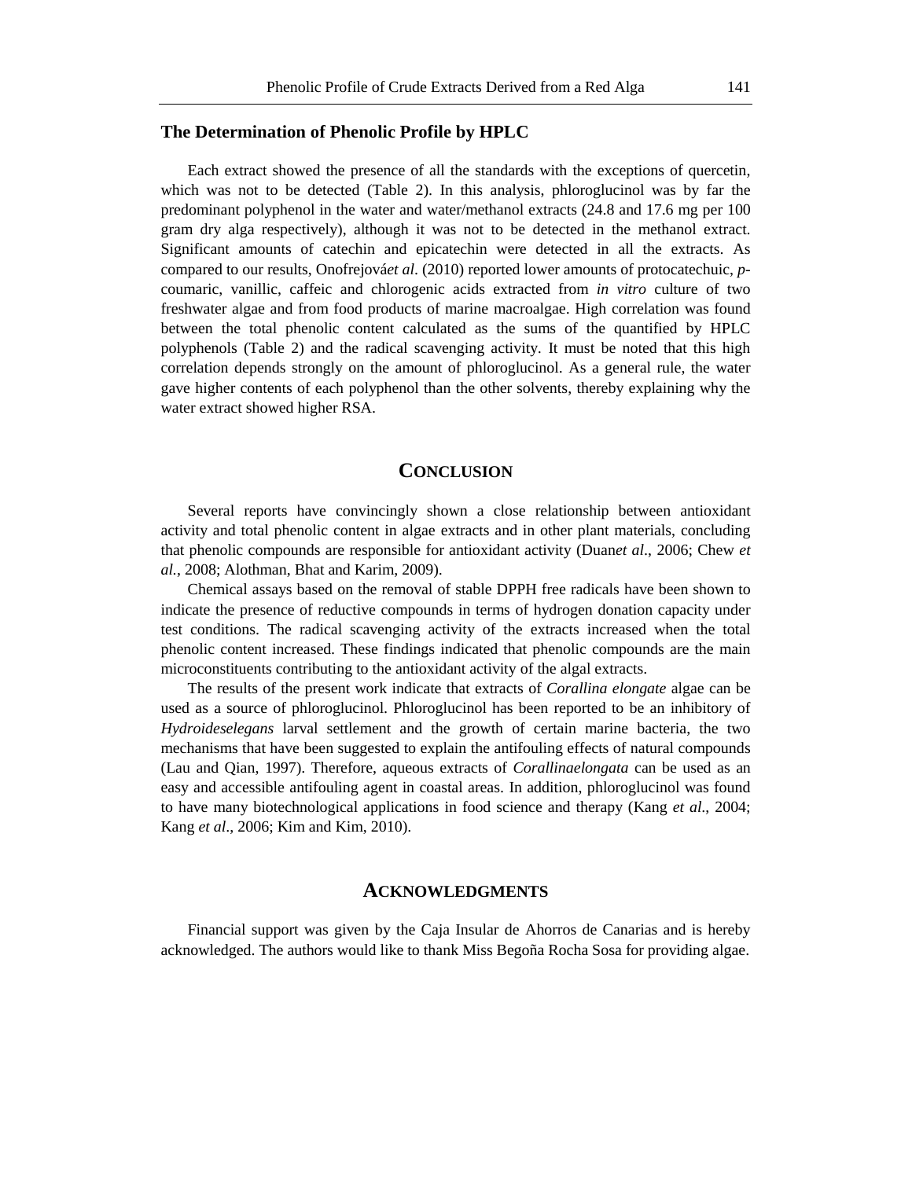### The Determination of Phenolic Profile by HPLC

Each extract showed the presence of all the standards with the exceptions of quercetin, which was not to be detected (Table 2). In this analysis, phloroglucinol was by far the predominant polyphenol in the water and water/methanol extracts (24.8 and 17.6 mg per 100 gram dry alga respectively), although it was not to be detected in the methanol extract. Significant amounts of catechin and epicatechin were detected in all the extracts. As compared to our results, Onofrejová*et al*. (2010) reported lower amounts of protocatechuic, *p*-coumaric, vanillic, caffeic and chlorogenic acids extracted from *in vitro* culture of two freshwater algae and from food products of marine macroalgae. High correlation was found between the total phenolic content calculated as the sums of the quantified by HPLC polyphenols (Table 2) and the radical scavenging activity. It must be noted that this high correlation depends strongly on the amount of phloroglucinol. As a general rule, the water gave higher contents of each polyphenol than the other solvents, thereby explaining why the water extract showed higher RSA.

## CONCLUSION

Several reports have convincingly shown a close relationship between antioxidant activity and total phenolic content in algae extracts and in other plant materials, concluding that phenolic compounds are responsible for antioxidant activity (Duan*et al*., 2006; Chew *et al.*, 2008; Alothman, Bhat and Karim, 2009).

Chemical assays based on the removal of stable DPPH free radicals have been shown to indicate the presence of reductive compounds in terms of hydrogen donation capacity under test conditions. The radical scavenging activity of the extracts increased when the total phenolic content increased. These findings indicated that phenolic compounds are the main microconstituents contributing to the antioxidant activity of the algal extracts.

The results of the present work indicate that extracts of *Corallina elongate* algae can be used as a source of phloroglucinol. Phloroglucinol has been reported to be an inhibitory of *Hydroideselegans* larval settlement and the growth of certain marine bacteria, the two mechanisms that have been suggested to explain the antifouling effects of natural compounds (Lau and Qian, 1997). Therefore, aqueous extracts of *Corallinaelongata* can be used as an easy and accessible antifouling agent in coastal areas. In addition, phloroglucinol was found to have many biotechnological applications in food science and therapy (Kang *et al*., 2004; Kang *et al*., 2006; Kim and Kim, 2010).

## ACKNOWLEDGMENTS

Financial support was given by the Caja Insular de Ahorros de Canarias and is hereby acknowledged. The authors would like to thank Miss Begoña Rocha Sosa for providing algae.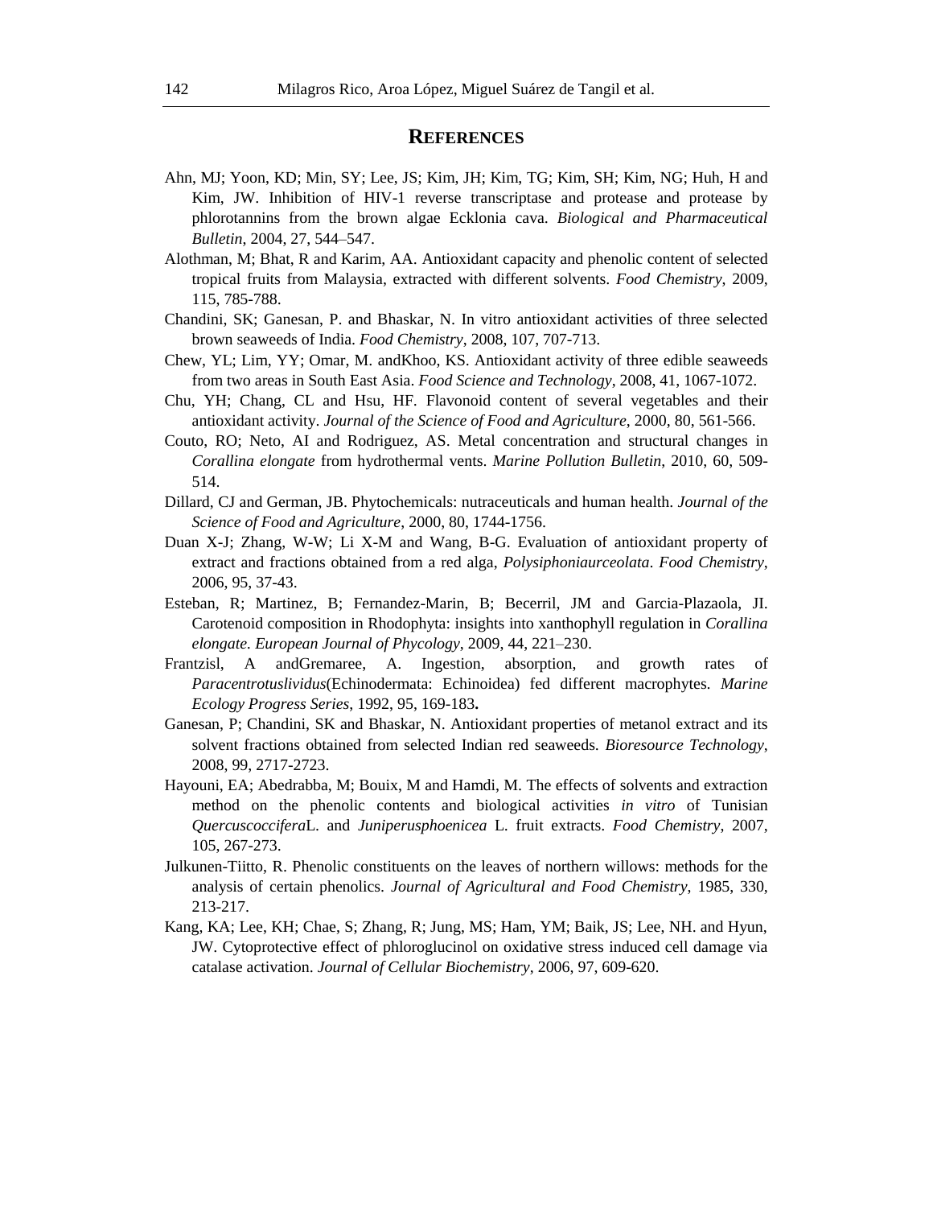## REFERENCES

Ahn, MJ; Yoon, KD; Min, SY; Lee, JS; Kim, JH; Kim, TG; Kim, SH; Kim, NG; Huh, H and Kim, JW. Inhibition of HIV-1 reverse transcriptase and protease and protease by phlorotannins from the brown algae Ecklonia cava. *Biological and Pharmaceutical Bulletin*, 2004, 27, 544–547.

Alothman, M; Bhat, R and Karim, AA. Antioxidant capacity and phenolic content of selected tropical fruits from Malaysia, extracted with different solvents. *Food Chemistry*, 2009, 115, 785-788.

Chandini, SK; Ganesan, P. and Bhaskar, N. In vitro antioxidant activities of three selected brown seaweeds of India. *Food Chemistry*, 2008, 107, 707-713.

Chew, YL; Lim, YY; Omar, M. andKhoo, KS. Antioxidant activity of three edible seaweeds from two areas in South East Asia. *Food Science and Technology*, 2008, 41, 1067-1072.

Chu, YH; Chang, CL and Hsu, HF. Flavonoid content of several vegetables and their antioxidant activity. *Journal of the Science of Food and Agriculture*, 2000, 80, 561-566.

Couto, RO; Neto, AI and Rodriguez, AS. Metal concentration and structural changes in *Corallina elongate* from hydrothermal vents. *Marine Pollution Bulletin*, 2010, 60, 509-514.

Dillard, CJ and German, JB. Phytochemicals: nutraceuticals and human health. *Journal of the Science of Food and Agriculture*, 2000, 80, 1744-1756.

Duan X-J; Zhang, W-W; Li X-M and Wang, B-G. Evaluation of antioxidant property of extract and fractions obtained from a red alga, *Polysiphoniaurceolata*. *Food Chemistry*, 2006, 95, 37-43.

Esteban, R; Martinez, B; Fernandez-Marin, B; Becerril, JM and Garcia-Plazaola, JI. Carotenoid composition in Rhodophyta: insights into xanthophyll regulation in *Corallina elongate*. *European Journal of Phycology*, 2009, 44, 221–230.

Frantzisl, A andGremaree, A. Ingestion, absorption, and growth rates of *Paracentrotuslividus*(Echinodermata: Echinoidea) fed different macrophytes. *Marine Ecology Progress Series*, 1992, 95, 169-183**.**

Ganesan, P; Chandini, SK and Bhaskar, N. Antioxidant properties of metanol extract and its solvent fractions obtained from selected Indian red seaweeds. *Bioresource Technology*, 2008, 99, 2717-2723.

Hayouni, EA; Abedrabba, M; Bouix, M and Hamdi, M. The effects of solvents and extraction method on the phenolic contents and biological activities *in vitro* of Tunisian *Quercuscoccifera*L. and *Juniperusphoenicea* L. fruit extracts. *Food Chemistry*, 2007, 105, 267-273.

Julkunen-Tiitto, R. Phenolic constituents on the leaves of northern willows: methods for the analysis of certain phenolics. *Journal of Agricultural and Food Chemistry*, 1985, 330, 213-217.

Kang, KA; Lee, KH; Chae, S; Zhang, R; Jung, MS; Ham, YM; Baik, JS; Lee, NH. and Hyun, JW. Cytoprotective effect of phloroglucinol on oxidative stress induced cell damage via catalase activation. *Journal of Cellular Biochemistry*, 2006, 97, 609-620.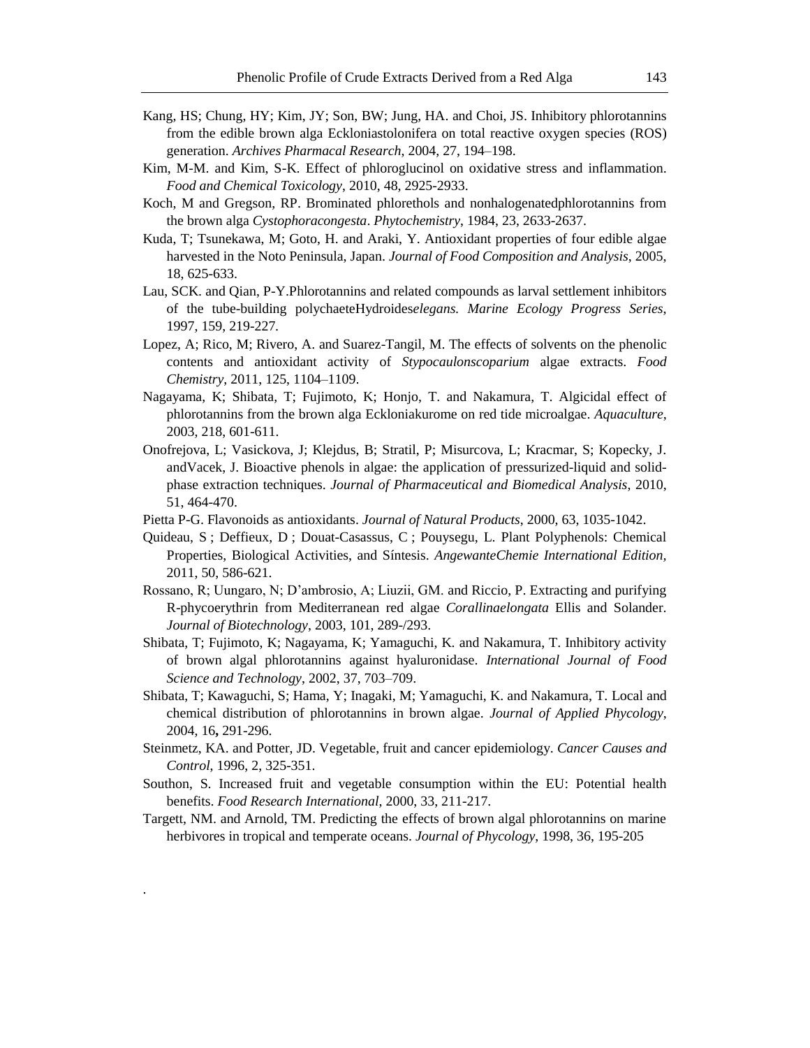Kang, HS; Chung, HY; Kim, JY; Son, BW; Jung, HA. and Choi, JS. Inhibitory phlorotannins from the edible brown alga Eckloniastolonifera on total reactive oxygen species (ROS) generation. *Archives Pharmacal Research*, 2004, 27, 194–198.

Kim, M-M. and Kim, S-K. Effect of phloroglucinol on oxidative stress and inflammation. *Food and Chemical Toxicology*, 2010, 48, 2925-2933.

Koch, M and Gregson, RP. Brominated phlorethols and nonhalogenatedphlorotannins from the brown alga *Cystophoracongesta*. *Phytochemistry*, 1984, 23, 2633-2637.

Kuda, T; Tsunekawa, M; Goto, H. and Araki, Y. Antioxidant properties of four edible algae harvested in the Noto Peninsula, Japan. *Journal of Food Composition and Analysis*, 2005, 18, 625-633.

Lau, SCK. and Qian, P-Y.Phlorotannins and related compounds as larval settlement inhibitors of the tube-building polychaeteHydroides*elegans. Marine Ecology Progress Series*, 1997, 159, 219-227.

Lopez, A; Rico, M; Rivero, A. and Suarez-Tangil, M. The effects of solvents on the phenolic contents and antioxidant activity of *Stypocaulonscoparium* algae extracts. *Food Chemistry*, 2011, 125, 1104–1109.

Nagayama, K; Shibata, T; Fujimoto, K; Honjo, T. and Nakamura, T. Algicidal effect of phlorotannins from the brown alga Eckloniakurome on red tide microalgae. *Aquaculture*, 2003, 218, 601-611.

Onofrejova, L; Vasickova, J; Klejdus, B; Stratil, P; Misurcova, L; Kracmar, S; Kopecky, J. andVacek, J. Bioactive phenols in algae: the application of pressurized-liquid and solid-phase extraction techniques. *Journal of Pharmaceutical and Biomedical Analysis*, 2010, 51, 464-470.

Pietta P-G. Flavonoids as antioxidants. *Journal of Natural Products*, 2000, 63, 1035-1042.

Quideau, S ; Deffieux, D ; Douat-Casassus, C ; Pouysegu, L. Plant Polyphenols: Chemical Properties, Biological Activities, and Síntesis. *AngewanteChemie International Edition*, 2011, 50, 586-621.

Rossano, R; Uungaro, N; D'ambrosio, A; Liuzii, GM. and Riccio, P. Extracting and purifying R-phycoerythrin from Mediterranean red algae *Corallinaelongata* Ellis and Solander. *Journal of Biotechnology*, 2003, 101, 289-/293.

Shibata, T; Fujimoto, K; Nagayama, K; Yamaguchi, K. and Nakamura, T. Inhibitory activity of brown algal phlorotannins against hyaluronidase. *International Journal of Food Science and Technology*, 2002, 37, 703–709.

Shibata, T; Kawaguchi, S; Hama, Y; Inagaki, M; Yamaguchi, K. and Nakamura, T. Local and chemical distribution of phlorotannins in brown algae. *Journal of Applied Phycology*, 2004, 16**,** 291-296.

Steinmetz, KA. and Potter, JD. Vegetable, fruit and cancer epidemiology. *Cancer Causes and Control*, 1996, 2, 325-351.

Southon, S. Increased fruit and vegetable consumption within the EU: Potential health benefits. *Food Research International*, 2000, 33, 211-217.

Targett, NM. and Arnold, TM. Predicting the effects of brown algal phlorotannins on marine herbivores in tropical and temperate oceans. *Journal of Phycology*, 1998, 36, 195-205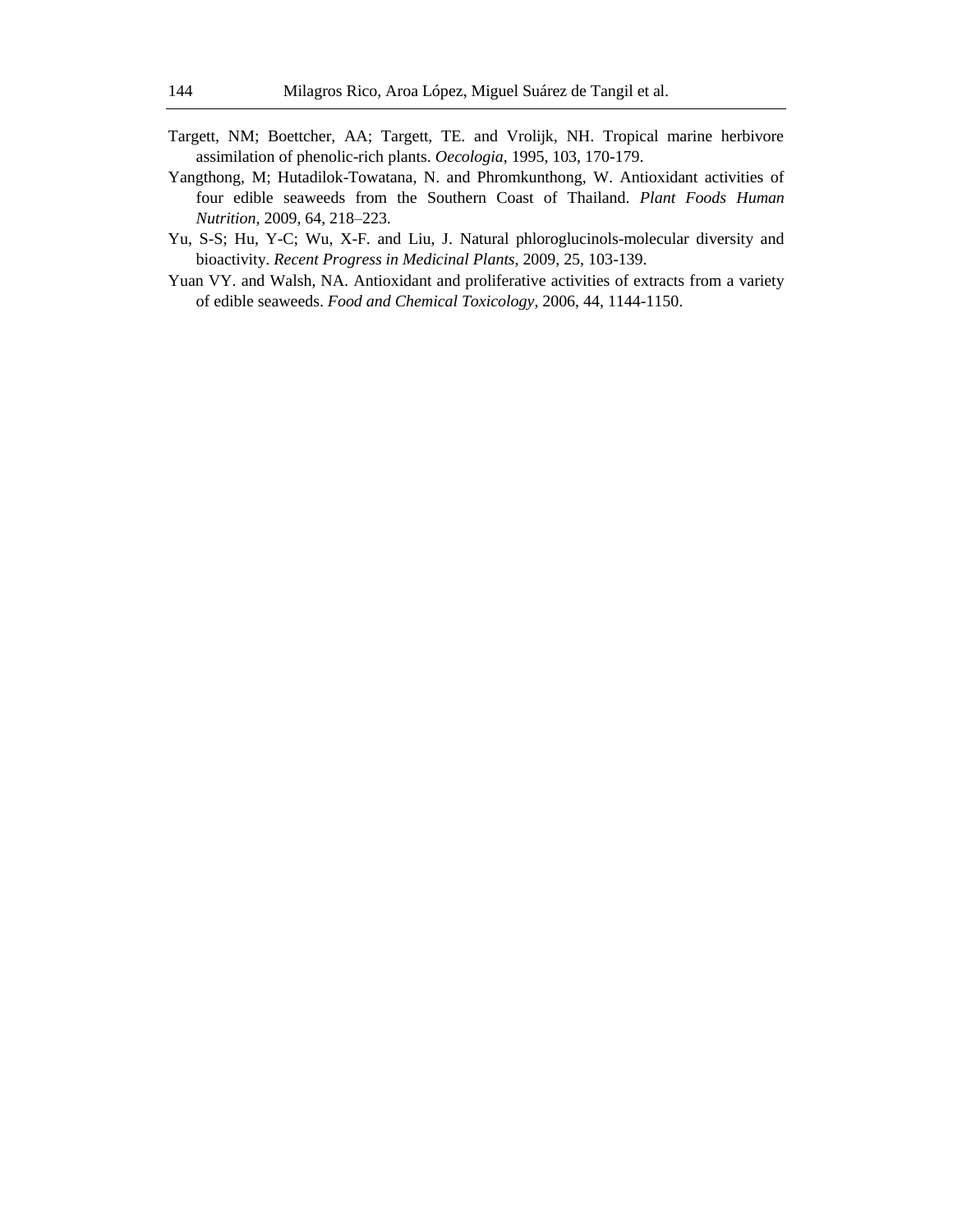Targett, NM; Boettcher, AA; Targett, TE. and Vrolijk, NH. Tropical marine herbivore assimilation of phenolic-rich plants. *Oecologia*, 1995, 103, 170-179.

Yangthong, M; Hutadilok-Towatana, N. and Phromkunthong, W. Antioxidant activities of four edible seaweeds from the Southern Coast of Thailand. *Plant Foods Human Nutrition*, 2009, 64, 218–223.

Yu, S-S; Hu, Y-C; Wu, X-F. and Liu, J. Natural phloroglucinols-molecular diversity and bioactivity. *Recent Progress in Medicinal Plants*, 2009, 25, 103-139.

Yuan VY. and Walsh, NA. Antioxidant and proliferative activities of extracts from a variety of edible seaweeds. *Food and Chemical Toxicology*, 2006, 44, 1144-1150.